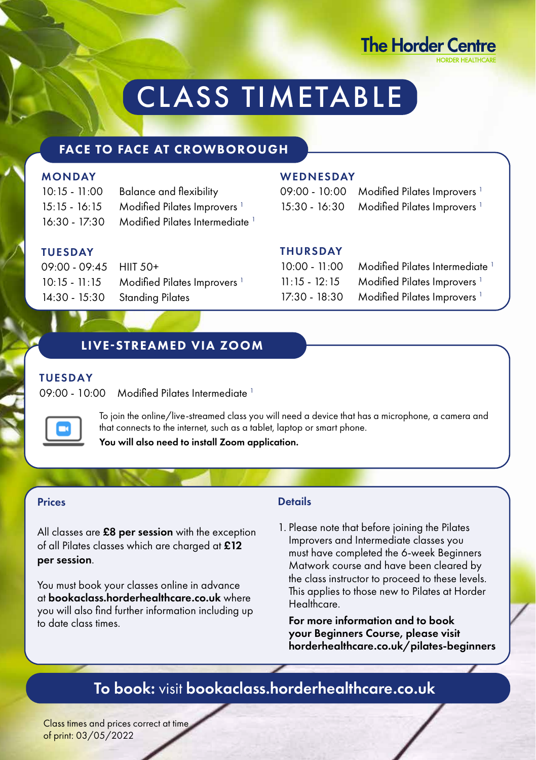The Horder Centre
HORDER HEALTHCARE

# CLASS TIMETABLE

## FACE TO FACE AT CROWBOROUGH

### MONDAY

10:15 - 11:00 Balance and flexibility
15:15 - 16:15 Modified Pilates Improvers [1]
16:30 - 17:30 Modified Pilates Intermediate [1]

### TUESDAY

09:00 - 09:45 HIIT 50+
10:15 - 11:15 Modified Pilates Improvers [1]
14:30 - 15:30 Standing Pilates

### WEDNESDAY

09:00 - 10:00 Modified Pilates Improvers [1]
15:30 - 16:30 Modified Pilates Improvers [1]

### THURSDAY

10:00 - 11:00 Modified Pilates Intermediate [1]
11:15 - 12:15 Modified Pilates Improvers [1]
17:30 - 18:30 Modified Pilates Improvers [1]

## LIVE-STREAMED VIA ZOOM

### TUESDAY

09:00 - 10:00 Modified Pilates Intermediate [1]

To join the online/live-streamed class you will need a device that has a microphone, a camera and that connects to the internet, such as a tablet, laptop or smart phone.

**You will also need to install Zoom application.**

### Prices

All classes are **£8 per session** with the exception of all Pilates classes which are charged at **£12 per session**.

You must book your classes online in advance at **bookaclass.horderhealthcare.co.uk** where you will also find further information including up to date class times.

### Details

1. Please note that before joining the Pilates Improvers and Intermediate classes you must have completed the 6-week Beginners Matwork course and have been cleared by the class instructor to proceed to these levels. This applies to those new to Pilates at Horder Healthcare.

   **For more information and to book your Beginners Course, please visit horderhealthcare.co.uk/pilates-beginners**

**To book:** visit **bookaclass.horderhealthcare.co.uk**

Class times and prices correct at time of print: 03/05/2022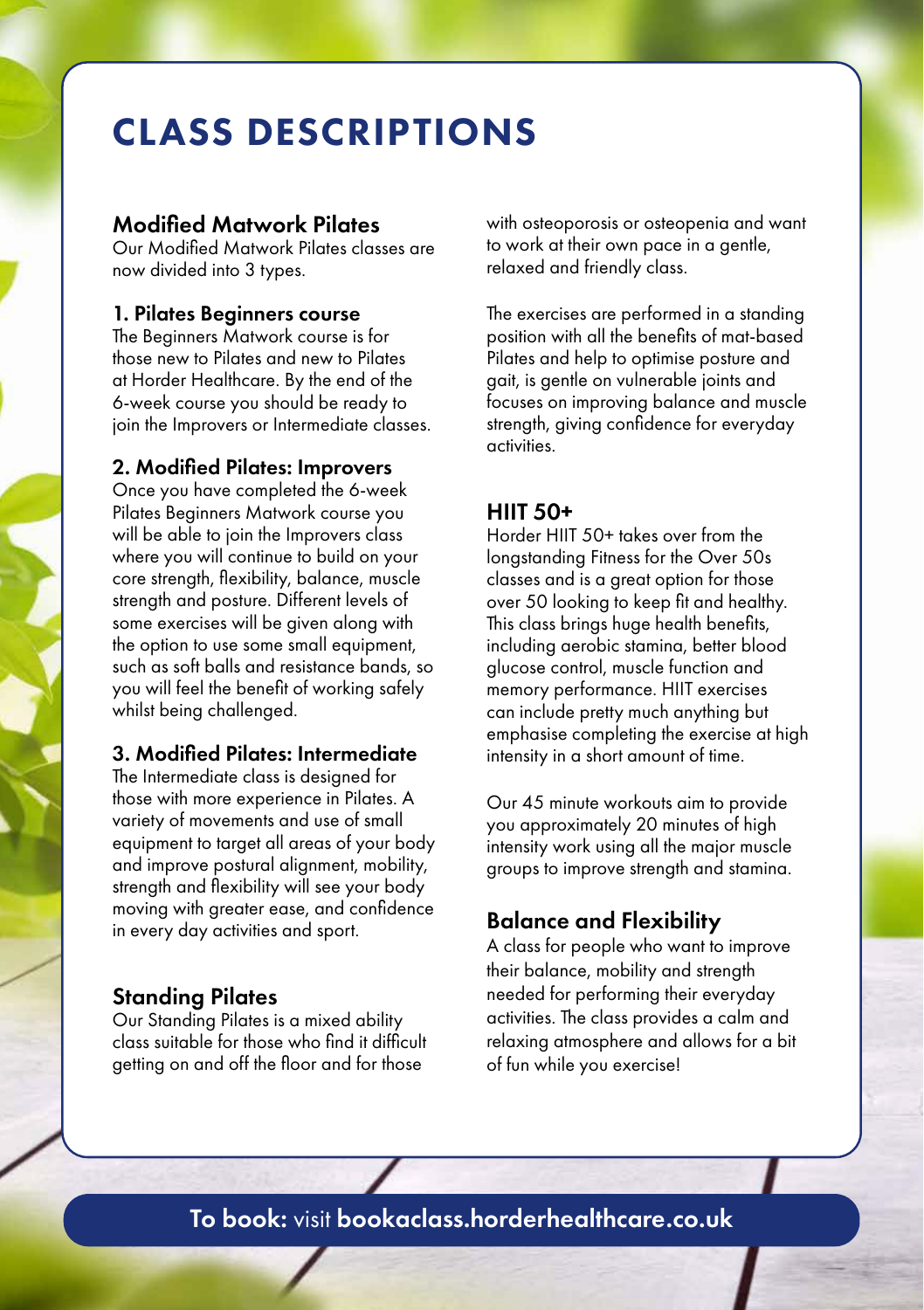# CLASS DESCRIPTIONS

## Modified Matwork Pilates

Our Modified Matwork Pilates classes are now divided into 3 types.

### 1. Pilates Beginners course

The Beginners Matwork course is for those new to Pilates and new to Pilates at Horder Healthcare. By the end of the 6-week course you should be ready to join the Improvers or Intermediate classes.

### 2. Modified Pilates: Improvers

Once you have completed the 6-week Pilates Beginners Matwork course you will be able to join the Improvers class where you will continue to build on your core strength, flexibility, balance, muscle strength and posture. Different levels of some exercises will be given along with the option to use some small equipment, such as soft balls and resistance bands, so you will feel the benefit of working safely whilst being challenged.

### 3. Modified Pilates: Intermediate

The Intermediate class is designed for those with more experience in Pilates. A variety of movements and use of small equipment to target all areas of your body and improve postural alignment, mobility, strength and flexibility will see your body moving with greater ease, and confidence in every day activities and sport.

## Standing Pilates

Our Standing Pilates is a mixed ability class suitable for those who find it difficult getting on and off the floor and for those with osteoporosis or osteopenia and want to work at their own pace in a gentle, relaxed and friendly class.

The exercises are performed in a standing position with all the benefits of mat-based Pilates and help to optimise posture and gait, is gentle on vulnerable joints and focuses on improving balance and muscle strength, giving confidence for everyday activities.

## HIIT 50+

Horder HIIT 50+ takes over from the longstanding Fitness for the Over 50s classes and is a great option for those over 50 looking to keep fit and healthy. This class brings huge health benefits, including aerobic stamina, better blood glucose control, muscle function and memory performance. HIIT exercises can include pretty much anything but emphasise completing the exercise at high intensity in a short amount of time.

Our 45 minute workouts aim to provide you approximately 20 minutes of high intensity work using all the major muscle groups to improve strength and stamina.

## Balance and Flexibility

A class for people who want to improve their balance, mobility and strength needed for performing their everyday activities. The class provides a calm and relaxing atmosphere and allows for a bit of fun while you exercise!

**To book:** visit **bookaclass.horderhealthcare.co.uk**